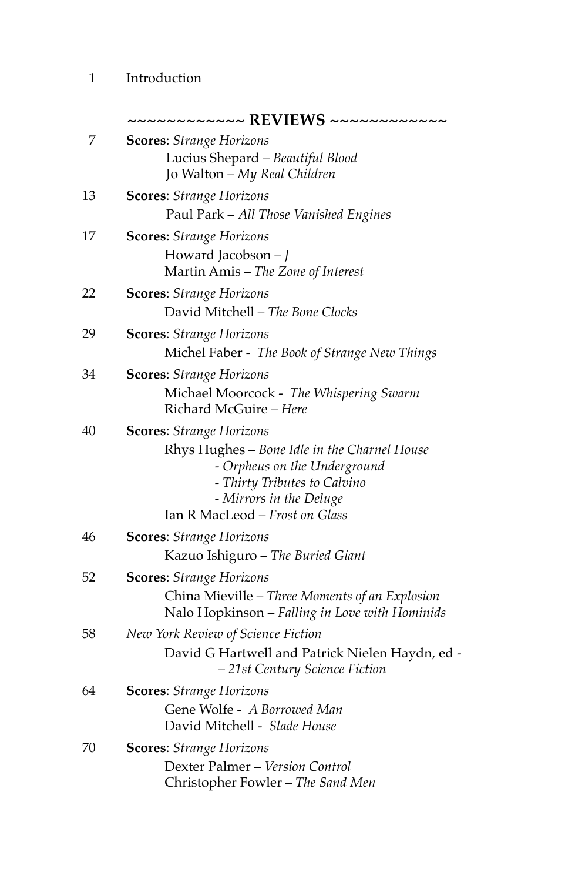1 Introduction

~~~~~~~~~~~~ **REVIEWS** ~~~~~~~~~~~~

7 **Scores**: *Strange Horizons*
  Lucius Shepard – *Beautiful Blood*
  Jo Walton – *My Real Children*

13 **Scores**: *Strange Horizons*
  Paul Park – *All Those Vanished Engines*

17 **Scores:** *Strange Horizons*
  Howard Jacobson – *J*
  Martin Amis – *The Zone of Interest*

22 **Scores**: *Strange Horizons*
  David Mitchell – *The Bone Clocks*

29 **Scores**: *Strange Horizons*
  Michel Faber - *The Book of Strange New Things*

34 **Scores**: *Strange Horizons*
  Michael Moorcock - *The Whispering Swarm*
  Richard McGuire – *Here*

40 **Scores**: *Strange Horizons*
  Rhys Hughes – *Bone Idle in the Charnel House*
    *- Orpheus on the Underground*
    *- Thirty Tributes to Calvino*
    *- Mirrors in the Deluge*
  Ian R MacLeod – *Frost on Glass*

46 **Scores**: *Strange Horizons*
  Kazuo Ishiguro – *The Buried Giant*

52 **Scores**: *Strange Horizons*
  China Mieville – *Three Moments of an Explosion*
  Nalo Hopkinson – *Falling in Love with Hominids*

58 *New York Review of Science Fiction*
  David G Hartwell and Patrick Nielen Haydn, ed -
    *– 21st Century Science Fiction*

64 **Scores**: *Strange Horizons*
  Gene Wolfe - *A Borrowed Man*
  David Mitchell - *Slade House*

70 **Scores**: *Strange Horizons*
  Dexter Palmer – *Version Control*
  Christopher Fowler – *The Sand Men*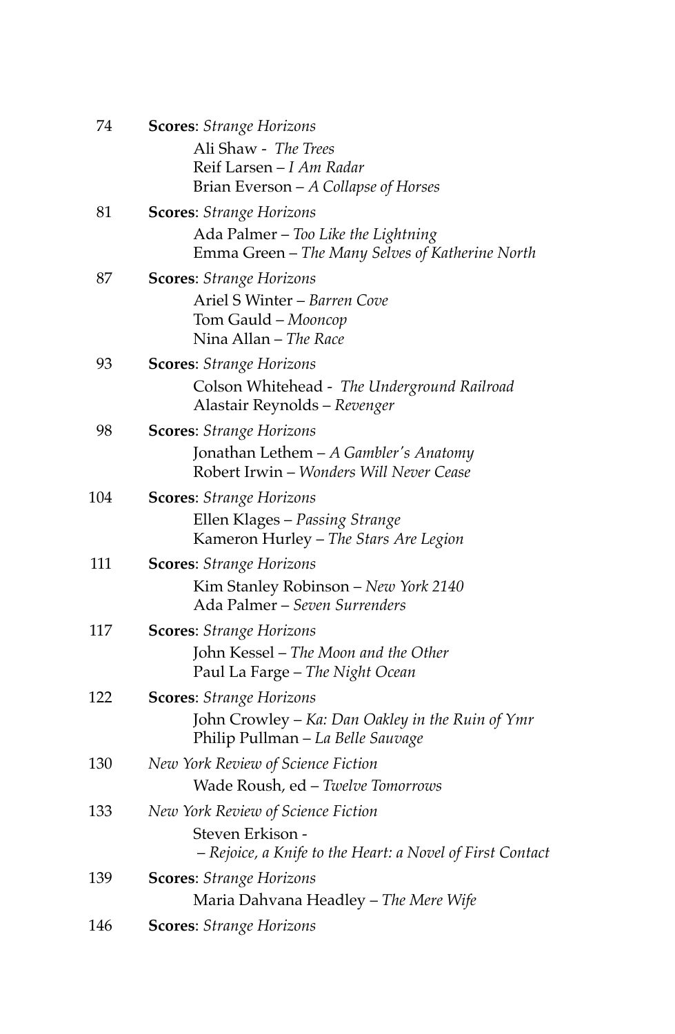74 **Scores**: *Strange Horizons*

Ali Shaw - *The Trees*
Reif Larsen – *I Am Radar*
Brian Everson – *A Collapse of Horses*

81 **Scores**: *Strange Horizons*

Ada Palmer – *Too Like the Lightning*
Emma Green – *The Many Selves of Katherine North*

87 **Scores**: *Strange Horizons*

Ariel S Winter – *Barren Cove*
Tom Gauld – *Mooncop*
Nina Allan – *The Race*

93 **Scores**: *Strange Horizons*

Colson Whitehead - *The Underground Railroad*
Alastair Reynolds – *Revenger*

98 **Scores**: *Strange Horizons*

Jonathan Lethem – *A Gambler's Anatomy*
Robert Irwin – *Wonders Will Never Cease*

104 **Scores**: *Strange Horizons*

Ellen Klages – *Passing Strange*
Kameron Hurley – *The Stars Are Legion*

111 **Scores**: *Strange Horizons*

Kim Stanley Robinson – *New York 2140*
Ada Palmer – *Seven Surrenders*

117 **Scores**: *Strange Horizons*

John Kessel – *The Moon and the Other*
Paul La Farge – *The Night Ocean*

122 **Scores**: *Strange Horizons*

John Crowley – *Ka: Dan Oakley in the Ruin of Ymr*
Philip Pullman – *La Belle Sauvage*

130 *New York Review of Science Fiction*

Wade Roush, ed – *Twelve Tomorrows*

133 *New York Review of Science Fiction*

Steven Erkison -
– *Rejoice, a Knife to the Heart: a Novel of First Contact*

139 **Scores**: *Strange Horizons*

Maria Dahvana Headley – *The Mere Wife*

146 **Scores**: *Strange Horizons*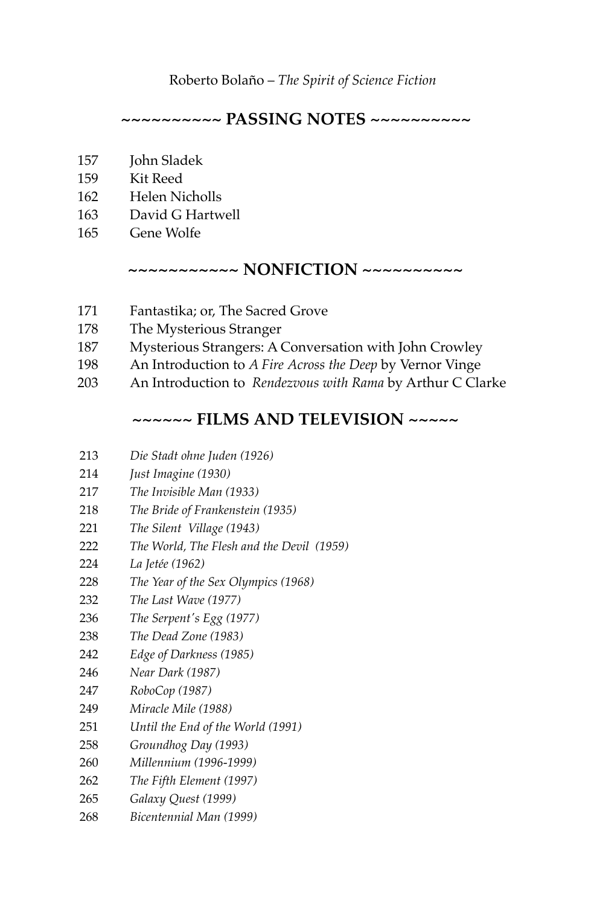## ~~~~~~~~~~ PASSING NOTES ~~~~~~~~~~

157 John Sladek
159 Kit Reed
162 Helen Nicholls
163 David G Hartwell
165 Gene Wolfe

## ~~~~~~~~~~~ NONFICTION ~~~~~~~~~~

171 Fantastika; or, The Sacred Grove
178 The Mysterious Stranger
187 Mysterious Strangers: A Conversation with John Crowley
198 An Introduction to *A Fire Across the Deep* by Vernor Vinge
203 An Introduction to *Rendezvous with Rama* by Arthur C Clarke

## ~~~~~~ FILMS AND TELEVISION ~~~~~

213 *Die Stadt ohne Juden (1926)*
214 *Just Imagine (1930)*
217 *The Invisible Man (1933)*
218 *The Bride of Frankenstein (1935)*
221 *The Silent Village (1943)*
222 *The World, The Flesh and the Devil (1959)*
224 *La Jetée (1962)*
228 *The Year of the Sex Olympics (1968)*
232 *The Last Wave (1977)*
236 *The Serpent's Egg (1977)*
238 *The Dead Zone (1983)*
242 *Edge of Darkness (1985)*
246 *Near Dark (1987)*
247 *RoboCop (1987)*
249 *Miracle Mile (1988)*
251 *Until the End of the World (1991)*
258 *Groundhog Day (1993)*
260 *Millennium (1996-1999)*
262 *The Fifth Element (1997)*
265 *Galaxy Quest (1999)*
268 *Bicentennial Man (1999)*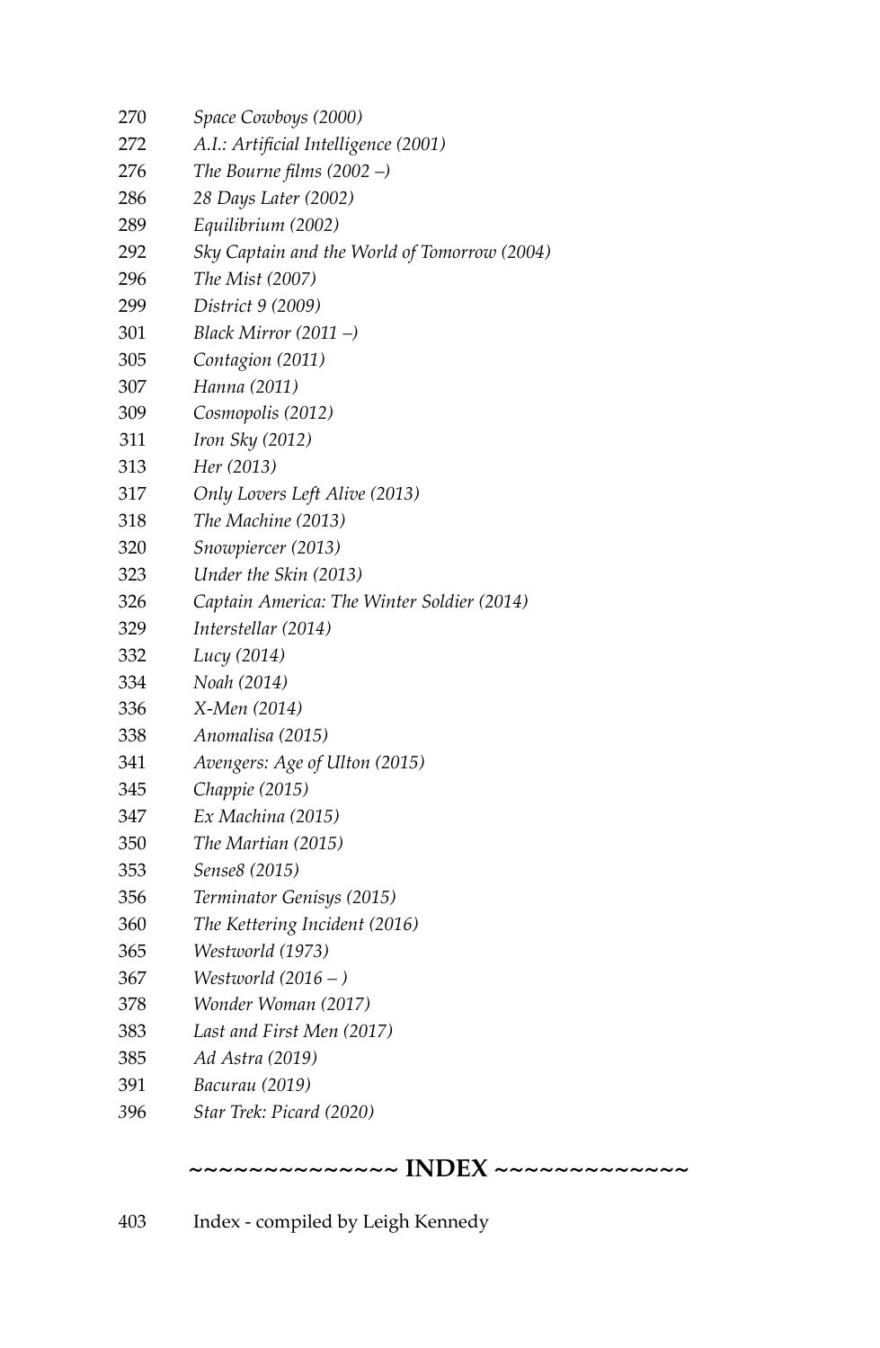270 *Space Cowboys (2000)*
272 *A.I.: Artificial Intelligence (2001)*
276 *The Bourne films (2002 –)*
286 *28 Days Later (2002)*
289 *Equilibrium (2002)*
292 *Sky Captain and the World of Tomorrow (2004)*
296 *The Mist (2007)*
299 *District 9 (2009)*
301 *Black Mirror (2011 –)*
305 *Contagion (2011)*
307 *Hanna (2011)*
309 *Cosmopolis (2012)*
311 *Iron Sky (2012)*
313 *Her (2013)*
317 *Only Lovers Left Alive (2013)*
318 *The Machine (2013)*
320 *Snowpiercer (2013)*
323 *Under the Skin (2013)*
326 *Captain America: The Winter Soldier (2014)*
329 *Interstellar (2014)*
332 *Lucy (2014)*
334 *Noah (2014)*
336 *X-Men (2014)*
338 *Anomalisa (2015)*
341 *Avengers: Age of Ulton (2015)*
345 *Chappie (2015)*
347 *Ex Machina (2015)*
350 *The Martian (2015)*
353 *Sense8 (2015)*
356 *Terminator Genisys (2015)*
360 *The Kettering Incident (2016)*
365 *Westworld (1973)*
367 *Westworld (2016 – )*
378 *Wonder Woman (2017)*
383 *Last and First Men (2017)*
385 *Ad Astra (2019)*
391 *Bacurau (2019)*
396 *Star Trek: Picard (2020)*

## ~~~~~~~~~~~~~~ INDEX ~~~~~~~~~~~~~

403 Index - compiled by Leigh Kennedy